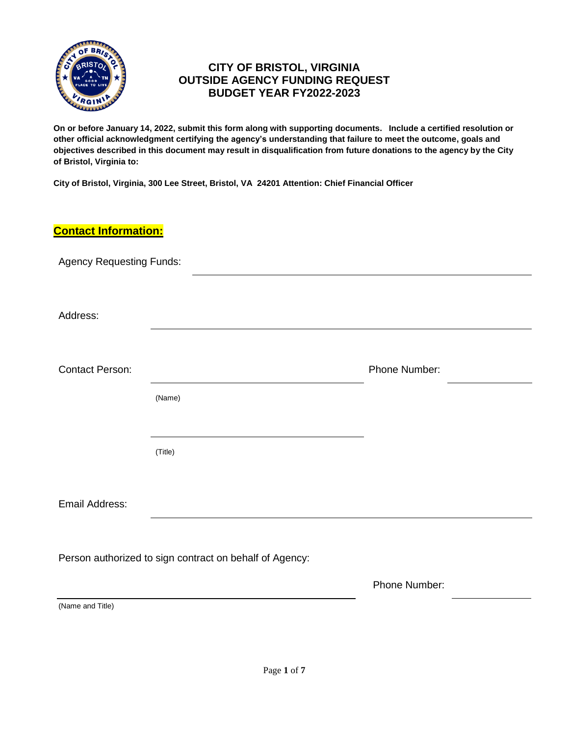# CITY OF BRISTOL, VIRGINIA
# OUTSIDE AGENCY FUNDING REQUEST
# BUDGET YEAR FY2022-2023

**On or before January 14, 2022, submit this form along with supporting documents. Include a certified resolution or other official acknowledgment certifying the agency's understanding that failure to meet the outcome, goals and objectives described in this document may result in disqualification from future donations to the agency by the City of Bristol, Virginia to:**

**City of Bristol, Virginia, 300 Lee Street, Bristol, VA 24201 Attention: Chief Financial Officer**

## **Contact Information:**

Agency Requesting Funds: ______________________________

Address: ______________________________

Contact Person: ______________________________ Phone Number: __________

(Name)

______________________________

(Title)

Email Address: ______________________________

Person authorized to sign contract on behalf of Agency:

______________________________ Phone Number: __________

(Name and Title)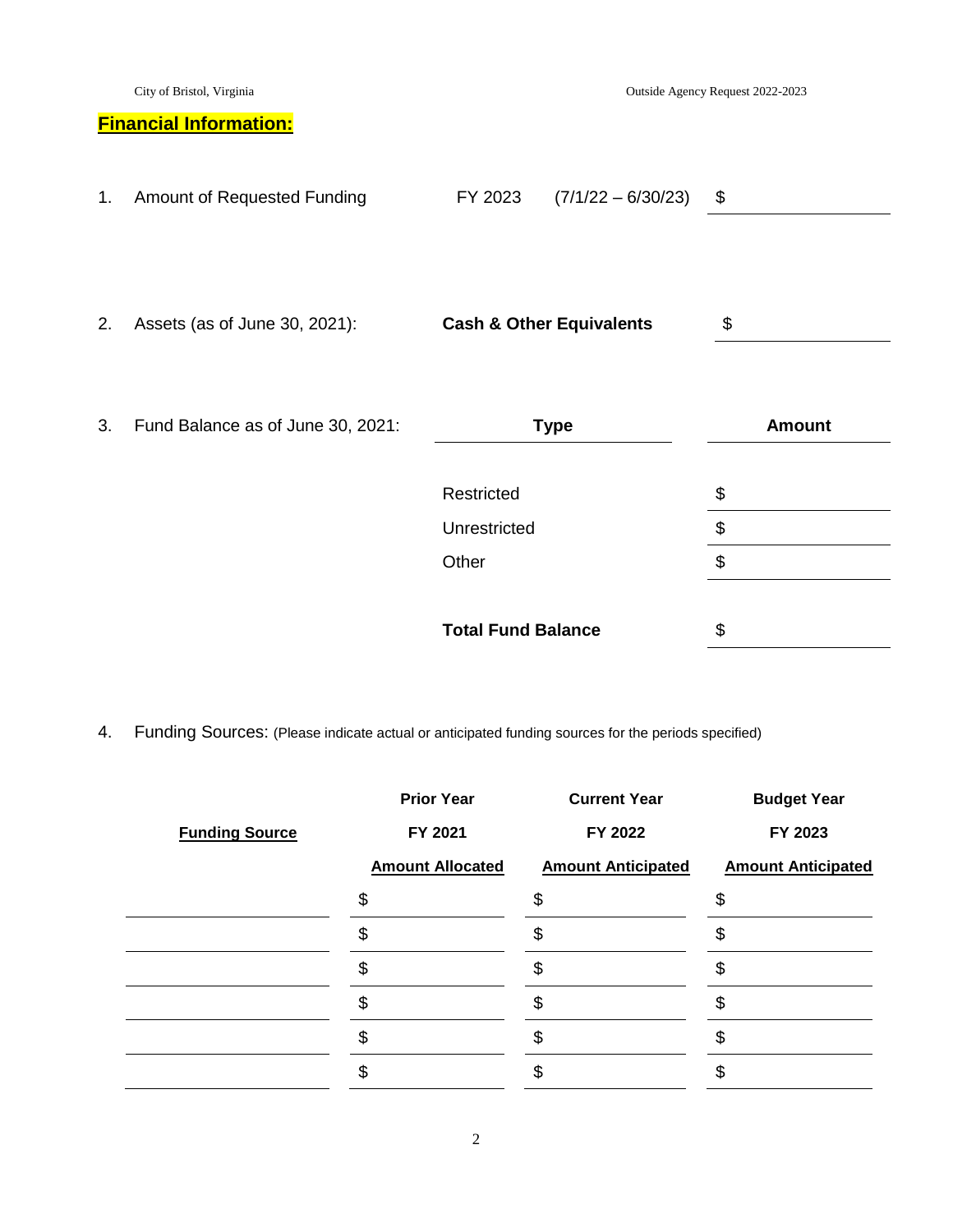## Financial Information:

1. Amount of Requested Funding FY 2023 (7/1/22 – 6/30/23) $ ____________

2. Assets (as of June 30, 2021): **Cash & Other Equivalents** $ ____________

3. Fund Balance as of June 30, 2021:

| Type | Amount |
|---|---|
| Restricted | $ |
| Unrestricted | $ |
| Other | $ |
| **Total Fund Balance** | $ |

4. Funding Sources: (Please indicate actual or anticipated funding sources for the periods specified)

| Funding Source | Prior Year FY 2021 Amount Allocated | Current Year FY 2022 Amount Anticipated | Budget Year FY 2023 Amount Anticipated |
|---|---|---|---|
| | $ | $ | $ |
| | $ | $ | $ |
| | $ | $ | $ |
| | $ | $ | $ |
| | $ | $ | $ |
| | $ | $ | $ |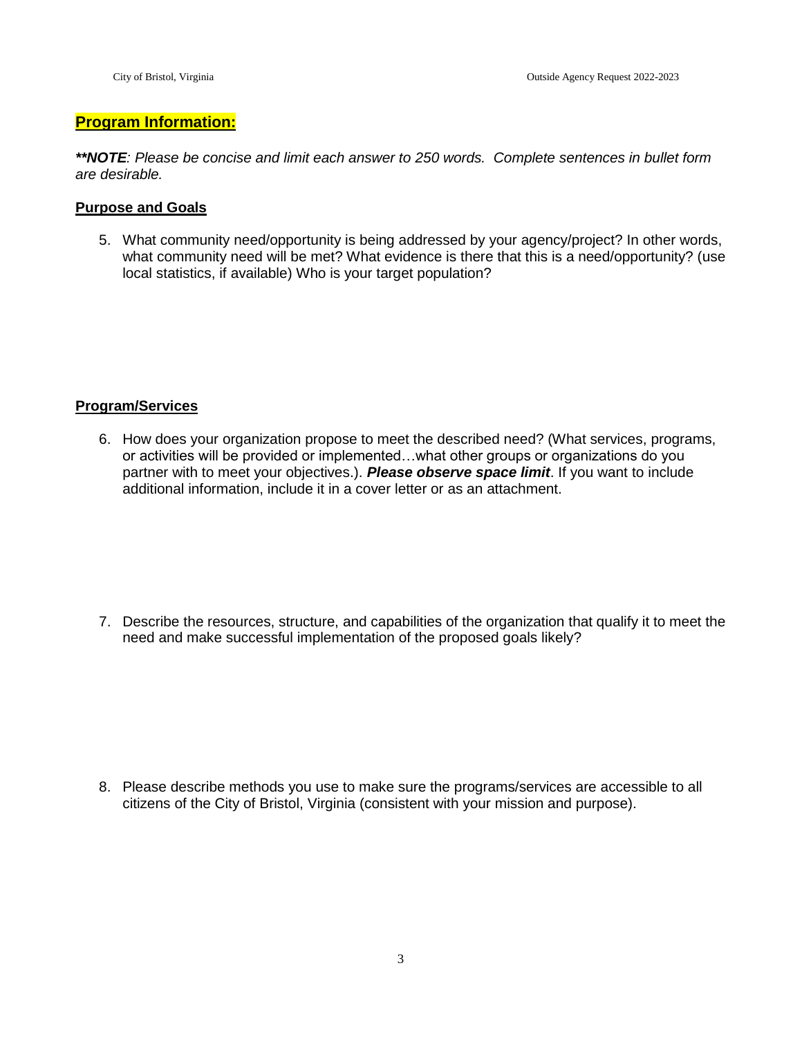## **Program Information:**

***\*\*NOTE**: Please be concise and limit each answer to 250 words. Complete sentences in bullet form are desirable.*

### **Purpose and Goals**

5. What community need/opportunity is being addressed by your agency/project? In other words, what community need will be met? What evidence is there that this is a need/opportunity? (use local statistics, if available) Who is your target population?

### **Program/Services**

6. How does your organization propose to meet the described need? (What services, programs, or activities will be provided or implemented…what other groups or organizations do you partner with to meet your objectives.). ***Please observe space limit***. If you want to include additional information, include it in a cover letter or as an attachment.

7. Describe the resources, structure, and capabilities of the organization that qualify it to meet the need and make successful implementation of the proposed goals likely?

8. Please describe methods you use to make sure the programs/services are accessible to all citizens of the City of Bristol, Virginia (consistent with your mission and purpose).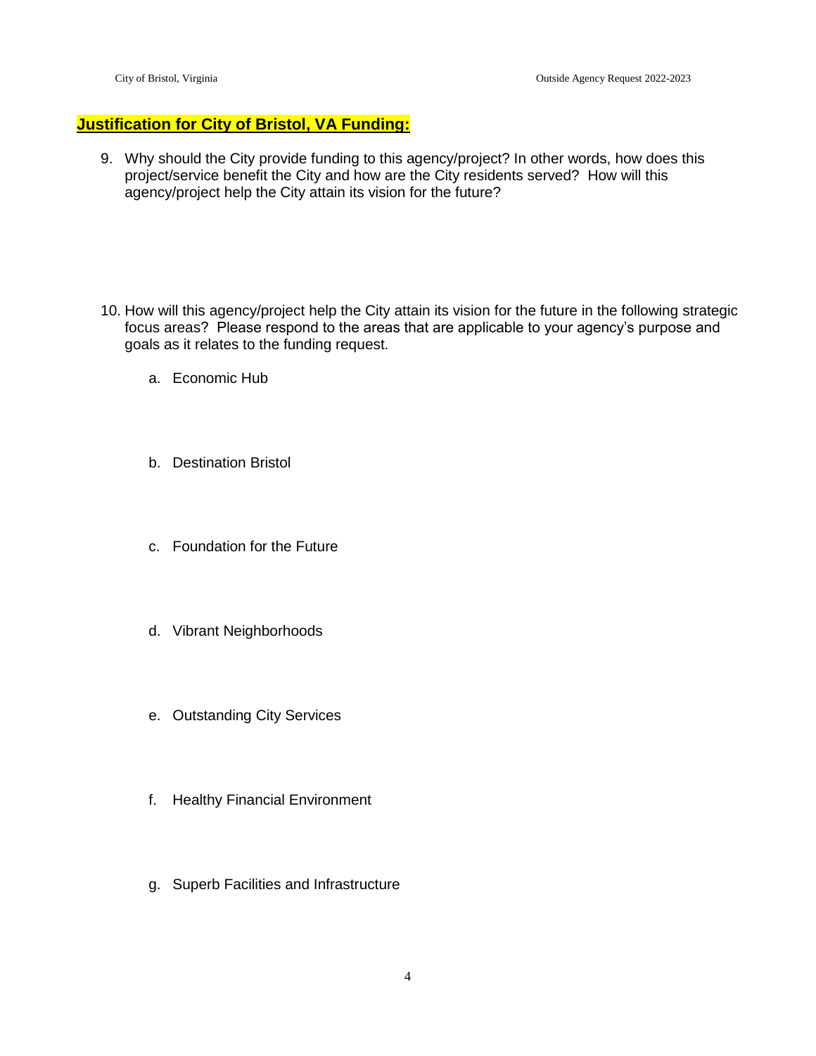## Justification for City of Bristol, VA Funding:

9. Why should the City provide funding to this agency/project? In other words, how does this project/service benefit the City and how are the City residents served? How will this agency/project help the City attain its vision for the future?

10. How will this agency/project help the City attain its vision for the future in the following strategic focus areas? Please respond to the areas that are applicable to your agency's purpose and goals as it relates to the funding request.

    a. Economic Hub

    b. Destination Bristol

    c. Foundation for the Future

    d. Vibrant Neighborhoods

    e. Outstanding City Services

    f. Healthy Financial Environment

    g. Superb Facilities and Infrastructure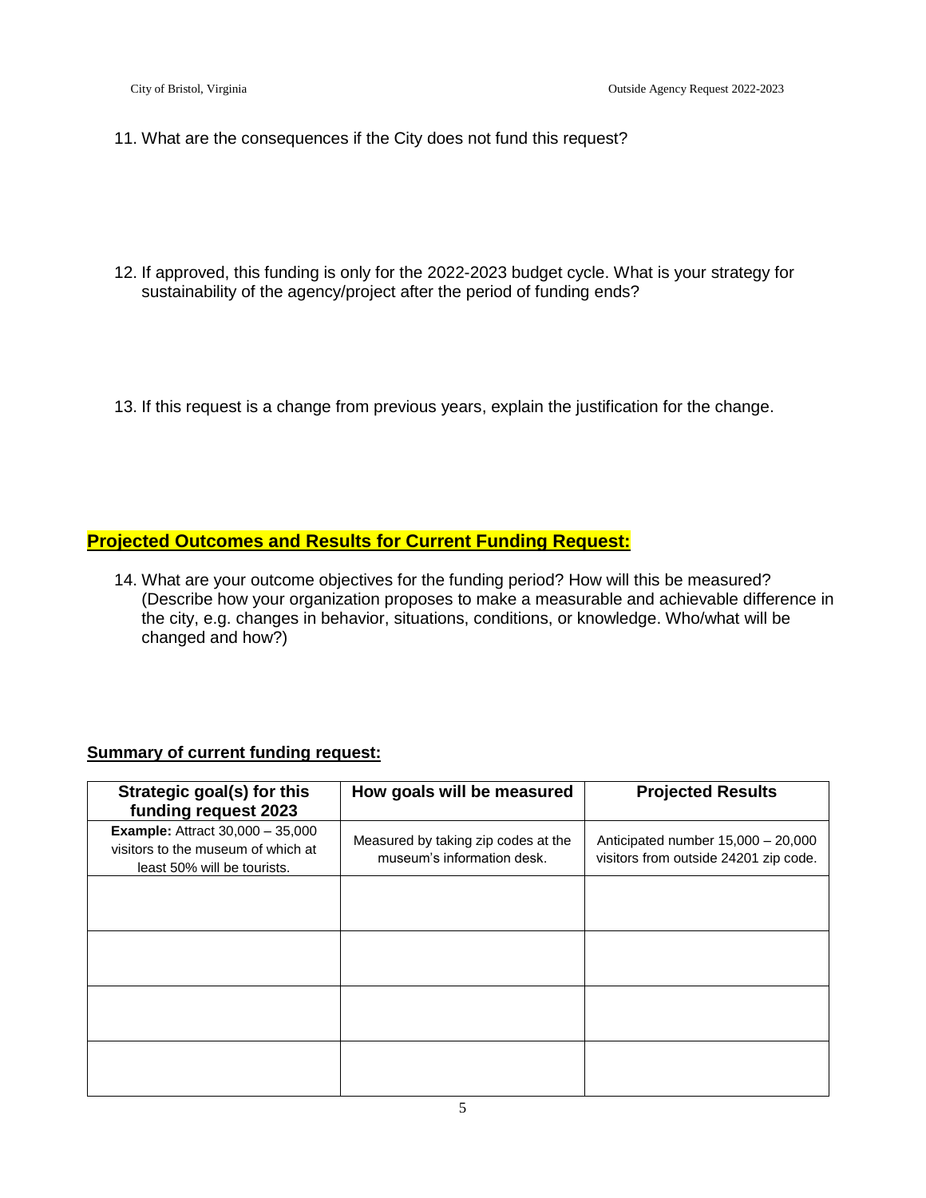11. What are the consequences if the City does not fund this request?

12. If approved, this funding is only for the 2022-2023 budget cycle. What is your strategy for sustainability of the agency/project after the period of funding ends?

13. If this request is a change from previous years, explain the justification for the change.

## Projected Outcomes and Results for Current Funding Request:

14. What are your outcome objectives for the funding period? How will this be measured? (Describe how your organization proposes to make a measurable and achievable difference in the city, e.g. changes in behavior, situations, conditions, or knowledge. Who/what will be changed and how?)

**Summary of current funding request:**

| Strategic goal(s) for this funding request 2023 | How goals will be measured | Projected Results |
|---|---|---|
| **Example:** Attract 30,000 – 35,000 visitors to the museum of which at least 50% will be tourists. | Measured by taking zip codes at the museum's information desk. | Anticipated number 15,000 – 20,000 visitors from outside 24201 zip code. |
| | | |
| | | |
| | | |
| | | |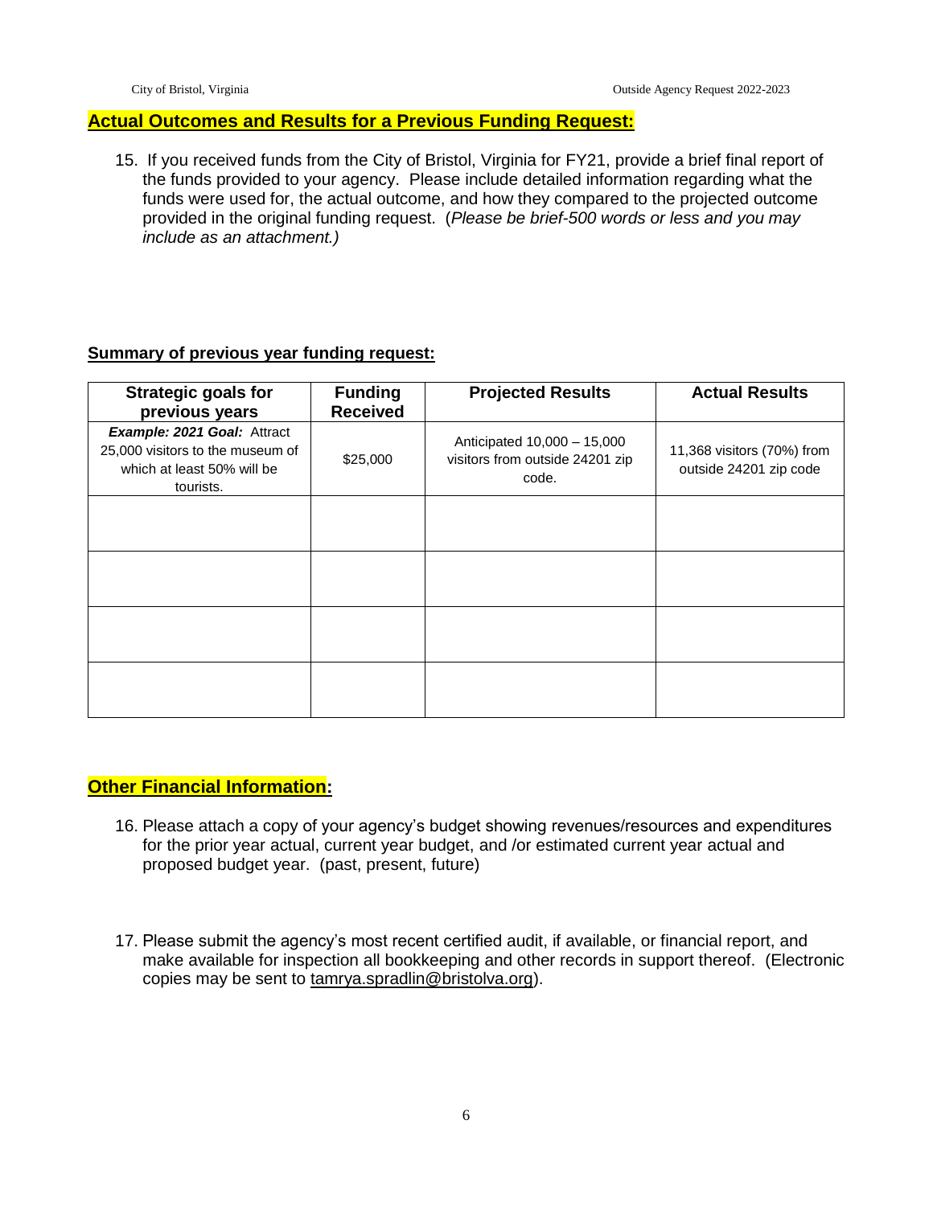## **Actual Outcomes and Results for a Previous Funding Request:**

15. If you received funds from the City of Bristol, Virginia for FY21, provide a brief final report of the funds provided to your agency. Please include detailed information regarding what the funds were used for, the actual outcome, and how they compared to the projected outcome provided in the original funding request. (*Please be brief-500 words or less and you may include as an attachment.)*

**Summary of previous year funding request:**

| Strategic goals for previous years | Funding Received | Projected Results | Actual Results |
|---|---|---|---|
| ***Example: 2021 Goal:*** Attract 25,000 visitors to the museum of which at least 50% will be tourists. | $25,000 | Anticipated 10,000 – 15,000 visitors from outside 24201 zip code. | 11,368 visitors (70%) from outside 24201 zip code |
| | | | |
| | | | |
| | | | |
| | | | |

## **Other Financial Information:**

16. Please attach a copy of your agency's budget showing revenues/resources and expenditures for the prior year actual, current year budget, and /or estimated current year actual and proposed budget year. (past, present, future)

17. Please submit the agency's most recent certified audit, if available, or financial report, and make available for inspection all bookkeeping and other records in support thereof. (Electronic copies may be sent to tamrya.spradlin@bristolva.org).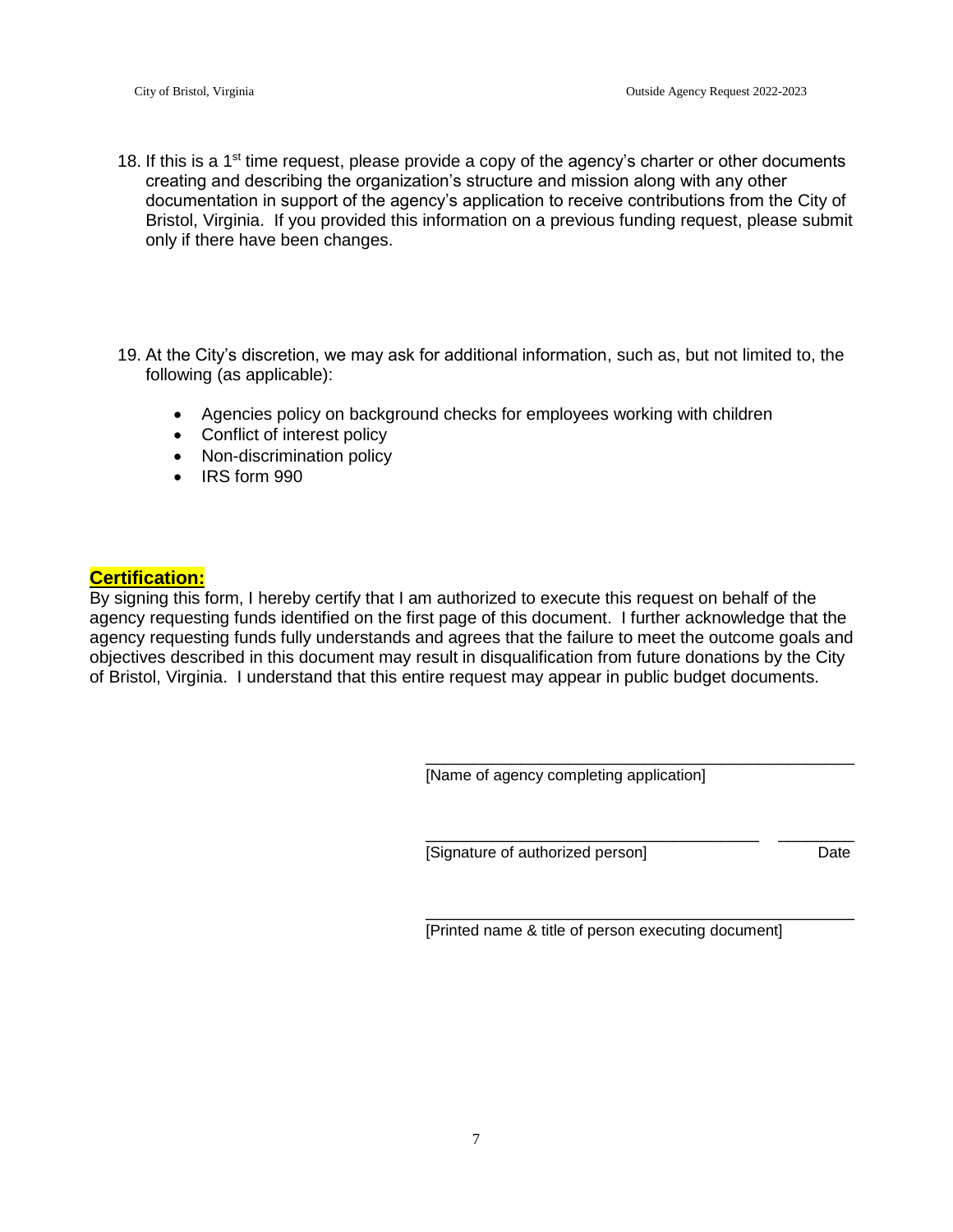18. If this is a 1st time request, please provide a copy of the agency's charter or other documents creating and describing the organization's structure and mission along with any other documentation in support of the agency's application to receive contributions from the City of Bristol, Virginia. If you provided this information on a previous funding request, please submit only if there have been changes.

19. At the City's discretion, we may ask for additional information, such as, but not limited to, the following (as applicable):

    - Agencies policy on background checks for employees working with children
    - Conflict of interest policy
    - Non-discrimination policy
    - IRS form 990

**Certification:**

By signing this form, I hereby certify that I am authorized to execute this request on behalf of the agency requesting funds identified on the first page of this document. I further acknowledge that the agency requesting funds fully understands and agrees that the failure to meet the outcome goals and objectives described in this document may result in disqualification from future donations by the City of Bristol, Virginia. I understand that this entire request may appear in public budget documents.

______________________________________________
[Name of agency completing application]

____________________________________ ________
[Signature of authorized person] Date

______________________________________________
[Printed name & title of person executing document]